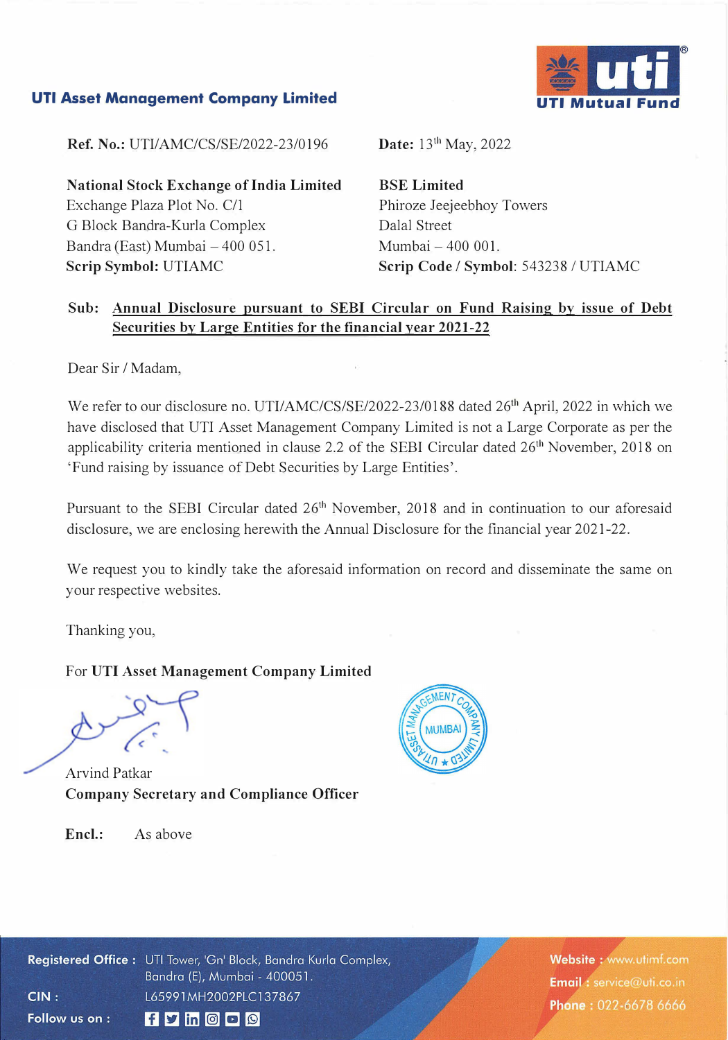**UTI Asset Management Company Limited**

UTI Mutual Fund

**Ref. No.:** UTI/AMC/CS/SE/2022-23/0196

**Date:** 13th May, 2022

**National Stock Exchange of India Limited**
Exchange Plaza Plot No. C/1
G Block Bandra-Kurla Complex
Bandra (East) Mumbai – 400 051.
**Scrip Symbol:** UTIAMC

**BSE Limited**
Phiroze Jeejeebhoy Towers
Dalal Street
Mumbai – 400 001.
**Scrip Code / Symbol**: 543238 / UTIAMC

**Sub: Annual Disclosure pursuant to SEBI Circular on Fund Raising by issue of Debt Securities by Large Entities for the financial year 2021-22**

Dear Sir / Madam,

We refer to our disclosure no. UTI/AMC/CS/SE/2022-23/0188 dated 26th April, 2022 in which we have disclosed that UTI Asset Management Company Limited is not a Large Corporate as per the applicability criteria mentioned in clause 2.2 of the SEBI Circular dated 26th November, 2018 on 'Fund raising by issuance of Debt Securities by Large Entities'.

Pursuant to the SEBI Circular dated 26th November, 2018 and in continuation to our aforesaid disclosure, we are enclosing herewith the Annual Disclosure for the financial year 2021-22.

We request you to kindly take the aforesaid information on record and disseminate the same on your respective websites.

Thanking you,

For **UTI Asset Management Company Limited**

Arvind Patkar
**Company Secretary and Compliance Officer**

**Encl.:** As above

**Registered Office :** UTI Tower, 'Gn' Block, Bandra Kurla Complex, Bandra (E), Mumbai - 400051.
**CIN :** L65991MH2002PLC137867
**Follow us on :**
**Website :** www.utimf.com
**Email :** service@uti.co.in
**Phone :** 022-6678 6666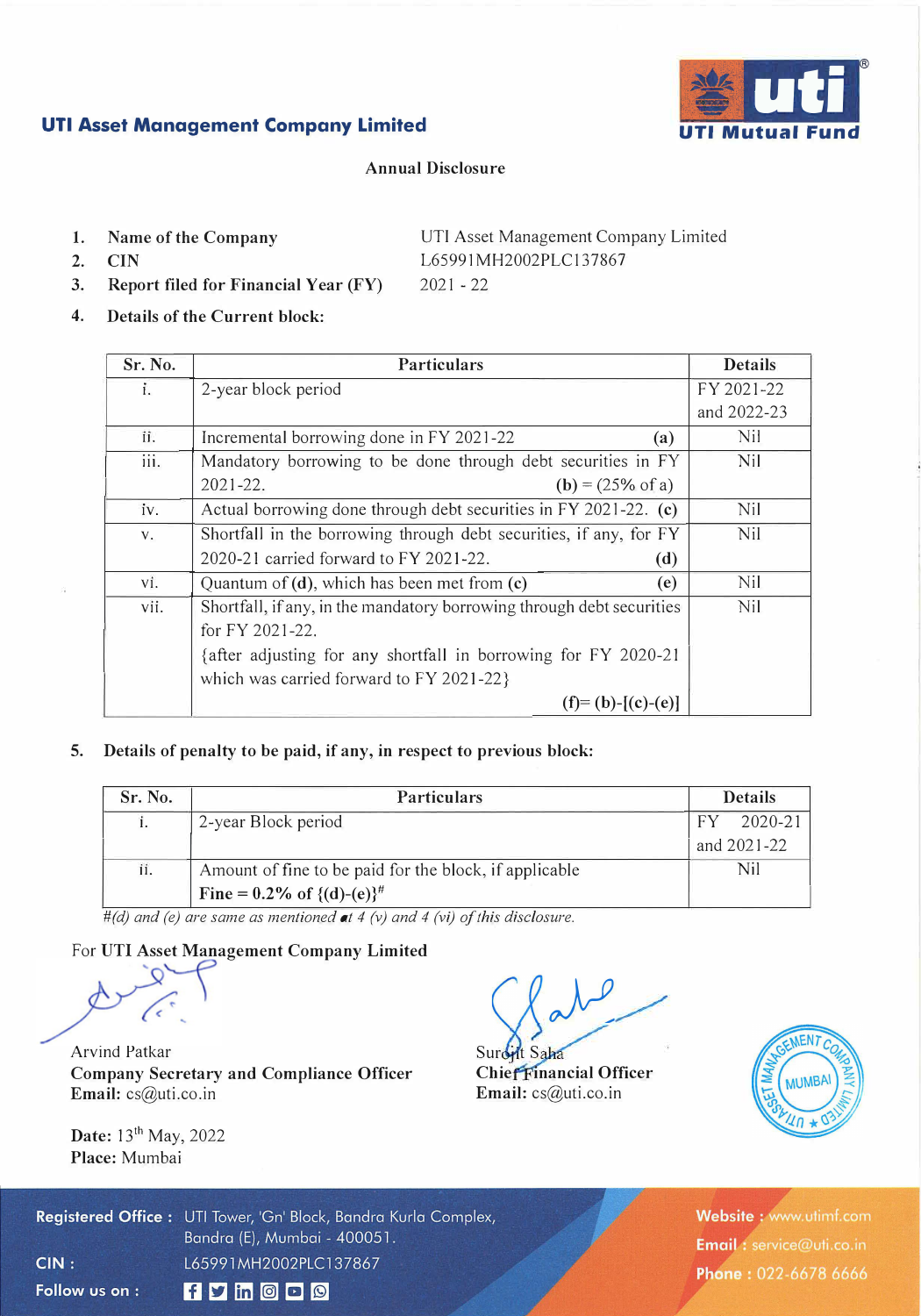**UTI Asset Management Company Limited**

UTI Mutual Fund

## Annual Disclosure

1. **Name of the Company** — UTI Asset Management Company Limited
2. **CIN** — L65991MH2002PLC137867
3. **Report filed for Financial Year (FY)** — 2021 - 22
4. **Details of the Current block:**

| Sr. No. | Particulars | Details |
|---|---|---|
| i. | 2-year block period | FY 2021-22 and 2022-23 |
| ii. | Incremental borrowing done in FY 2021-22. **(a)** | Nil |
| iii. | Mandatory borrowing to be done through debt securities in FY 2021-22. **(b)** = (25% of a) | Nil |
| iv. | Actual borrowing done through debt securities in FY 2021-22. **(c)** | Nil |
| v. | Shortfall in the borrowing through debt securities, if any, for FY 2020-21 carried forward to FY 2021-22. **(d)** | Nil |
| vi. | Quantum of **(d)**, which has been met from **(c)** **(e)** | Nil |
| vii. | Shortfall, if any, in the mandatory borrowing through debt securities for FY 2021-22. {after adjusting for any shortfall in borrowing for FY 2020-21 which was carried forward to FY 2021-22} **(f)= (b)-[(c)-(e)]** | Nil |

5. **Details of penalty to be paid, if any, in respect to previous block:**

| Sr. No. | Particulars | Details |
|---|---|---|
| i. | 2-year Block period | FY 2020-21 and 2021-22 |
| ii. | Amount of fine to be paid for the block, if applicable **Fine = 0.2% of {(d)-(e)}#** | Nil |

*#(d) and (e) are same as mentioned at 4 (v) and 4 (vi) of this disclosure.*

For **UTI Asset Management Company Limited**

Arvind Patkar
**Company Secretary and Compliance Officer**
**Email:** cs@uti.co.in

Surojit Saha
**Chief Financial Officer**
**Email:** cs@uti.co.in

**Date:** 13th May, 2022
**Place:** Mumbai

**Registered Office :** UTI Tower, 'Gn' Block, Bandra Kurla Complex, Bandra (E), Mumbai - 400051.
**CIN :** L65991MH2002PLC137867
**Follow us on :**
**Website :** www.utimf.com
**Email :** service@uti.co.in
**Phone :** 022-6678 6666